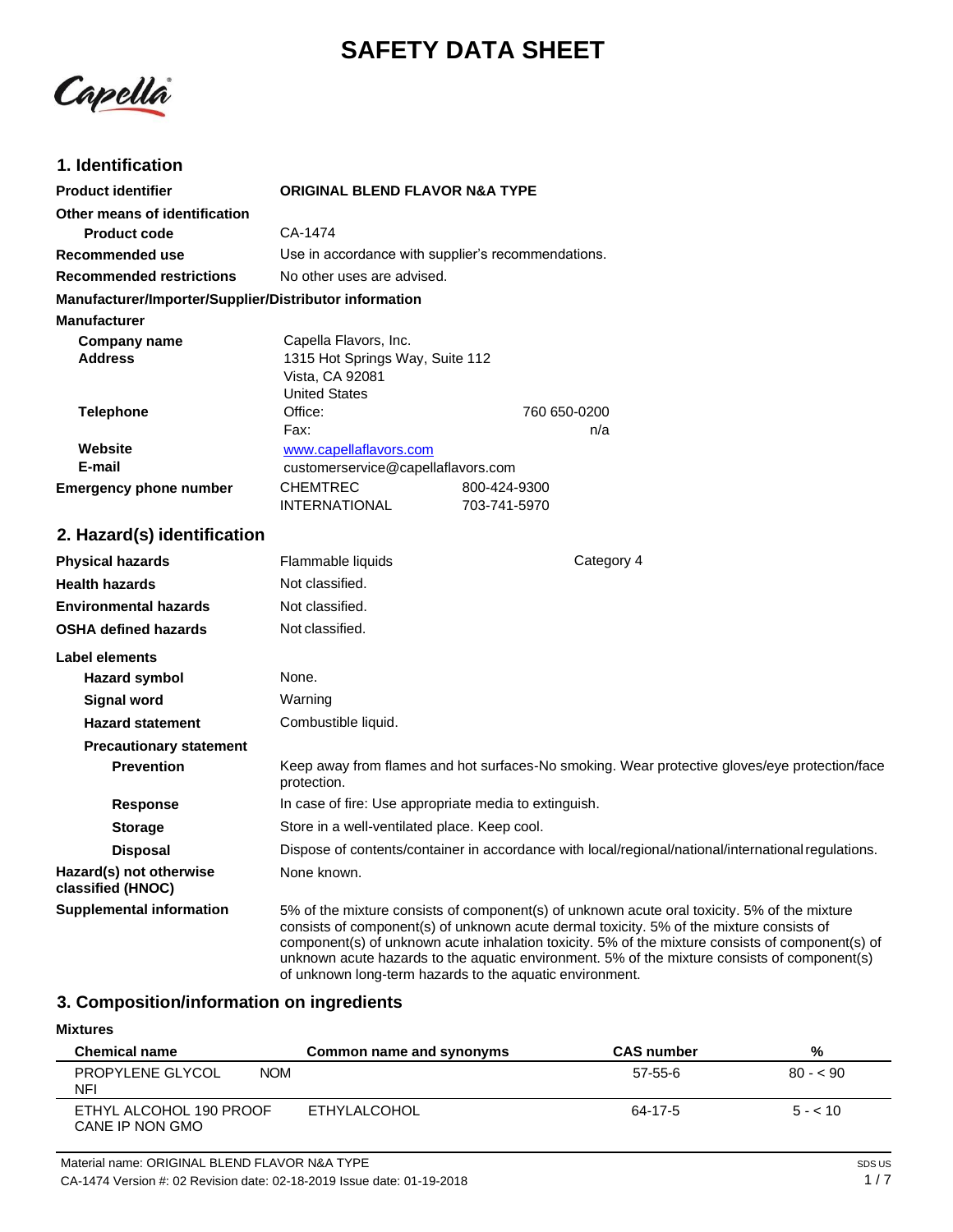# SAFETY DATA SHEET

Capella

## 1. Identification

| | |
|---|---|
| **Product identifier** | **ORIGINAL BLEND FLAVOR N&A TYPE** |
| **Other means of identification** | |
| **Product code** | CA-1474 |
| **Recommended use** | Use in accordance with supplier's recommendations. |
| **Recommended restrictions** | No other uses are advised. |

**Manufacturer/Importer/Supplier/Distributor information**

**Manufacturer**

| | | |
|---|---|---|
| **Company name** | Capella Flavors, Inc. | |
| **Address** | 1315 Hot Springs Way, Suite 112<br>Vista, CA 92081<br>United States | |
| **Telephone** | Office: | 760 650-0200 |
| | Fax: | n/a |
| **Website** | www.capellaflavors.com | |
| **E-mail** | customerservice@capellaflavors.com | |
| **Emergency phone number** | CHEMTREC | 800-424-9300 |
| | INTERNATIONAL | 703-741-5970 |

## 2. Hazard(s) identification

| | | |
|---|---|---|
| **Physical hazards** | Flammable liquids | Category 4 |
| **Health hazards** | Not classified. | |
| **Environmental hazards** | Not classified. | |
| **OSHA defined hazards** | Not classified. | |

**Label elements**

| | |
|---|---|
| **Hazard symbol** | None. |
| **Signal word** | Warning |
| **Hazard statement** | Combustible liquid. |
| **Precautionary statement** | |
| **Prevention** | Keep away from flames and hot surfaces-No smoking. Wear protective gloves/eye protection/face protection. |
| **Response** | In case of fire: Use appropriate media to extinguish. |
| **Storage** | Store in a well-ventilated place. Keep cool. |
| **Disposal** | Dispose of contents/container in accordance with local/regional/national/international regulations. |
| **Hazard(s) not otherwise classified (HNOC)** | None known. |
| **Supplemental information** | 5% of the mixture consists of component(s) of unknown acute oral toxicity. 5% of the mixture consists of component(s) of unknown acute dermal toxicity. 5% of the mixture consists of component(s) of unknown acute inhalation toxicity. 5% of the mixture consists of component(s) of unknown acute hazards to the aquatic environment. 5% of the mixture consists of component(s) of unknown long-term hazards to the aquatic environment. |

## 3. Composition/information on ingredients

**Mixtures**

| Chemical name | Common name and synonyms | CAS number | % |
|---|---|---|---|
| PROPYLENE GLYCOL NOM NFI | | 57-55-6 | 80 - < 90 |
| ETHYL ALCOHOL 190 PROOF CANE IP NON GMO | ETHYLALCOHOL | 64-17-5 | 5 - < 10 |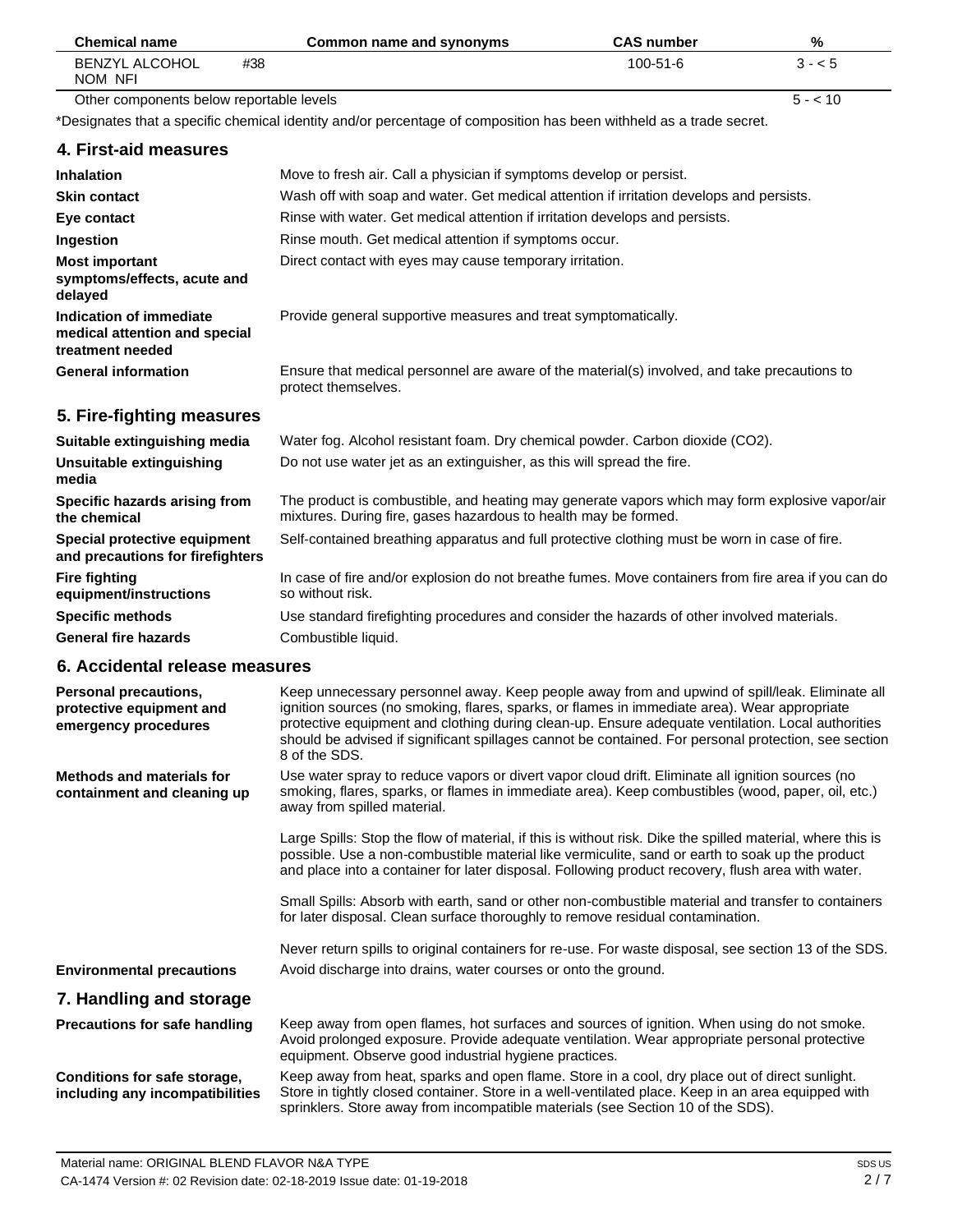| Chemical name | Common name and synonyms | CAS number | % |
|---|---|---|---|
| BENZYL ALCOHOL #38 NOM NFI | | 100-51-6 | 3 - < 5 |
| Other components below reportable levels | | | 5 - < 10 |

*Designates that a specific chemical identity and/or percentage of composition has been withheld as a trade secret.

## 4. First-aid measures

| | |
|---|---|
| **Inhalation** | Move to fresh air. Call a physician if symptoms develop or persist. |
| **Skin contact** | Wash off with soap and water. Get medical attention if irritation develops and persists. |
| **Eye contact** | Rinse with water. Get medical attention if irritation develops and persists. |
| **Ingestion** | Rinse mouth. Get medical attention if symptoms occur. |
| **Most important symptoms/effects, acute and delayed** | Direct contact with eyes may cause temporary irritation. |
| **Indication of immediate medical attention and special treatment needed** | Provide general supportive measures and treat symptomatically. |
| **General information** | Ensure that medical personnel are aware of the material(s) involved, and take precautions to protect themselves. |

## 5. Fire-fighting measures

| | |
|---|---|
| **Suitable extinguishing media** | Water fog. Alcohol resistant foam. Dry chemical powder. Carbon dioxide ($CO_2$). |
| **Unsuitable extinguishing media** | Do not use water jet as an extinguisher, as this will spread the fire. |
| **Specific hazards arising from the chemical** | The product is combustible, and heating may generate vapors which may form explosive vapor/air mixtures. During fire, gases hazardous to health may be formed. |
| **Special protective equipment and precautions for firefighters** | Self-contained breathing apparatus and full protective clothing must be worn in case of fire. |
| **Fire fighting equipment/instructions** | In case of fire and/or explosion do not breathe fumes. Move containers from fire area if you can do so without risk. |
| **Specific methods** | Use standard firefighting procedures and consider the hazards of other involved materials. |
| **General fire hazards** | Combustible liquid. |

## 6. Accidental release measures

**Personal precautions, protective equipment and emergency procedures**

Keep unnecessary personnel away. Keep people away from and upwind of spill/leak. Eliminate all ignition sources (no smoking, flares, sparks, or flames in immediate area). Wear appropriate protective equipment and clothing during clean-up. Ensure adequate ventilation. Local authorities should be advised if significant spillages cannot be contained. For personal protection, see section 8 of the SDS.

**Methods and materials for containment and cleaning up**

Use water spray to reduce vapors or divert vapor cloud drift. Eliminate all ignition sources (no smoking, flares, sparks, or flames in immediate area). Keep combustibles (wood, paper, oil, etc.) away from spilled material.

Large Spills: Stop the flow of material, if this is without risk. Dike the spilled material, where this is possible. Use a non-combustible material like vermiculite, sand or earth to soak up the product and place into a container for later disposal. Following product recovery, flush area with water.

Small Spills: Absorb with earth, sand or other non-combustible material and transfer to containers for later disposal. Clean surface thoroughly to remove residual contamination.

Never return spills to original containers for re-use. For waste disposal, see section 13 of the SDS.

**Environmental precautions**

Avoid discharge into drains, water courses or onto the ground.

## 7. Handling and storage

**Precautions for safe handling**

Keep away from open flames, hot surfaces and sources of ignition. When using do not smoke. Avoid prolonged exposure. Provide adequate ventilation. Wear appropriate personal protective equipment. Observe good industrial hygiene practices.

**Conditions for safe storage, including any incompatibilities**

Keep away from heat, sparks and open flame. Store in a cool, dry place out of direct sunlight. Store in tightly closed container. Store in a well-ventilated place. Keep in an area equipped with sprinklers. Store away from incompatible materials (see Section 10 of the SDS).

Material name: ORIGINAL BLEND FLAVOR N&A TYPE

CA-1474 Version #: 02 Revision date: 02-18-2019 Issue date: 01-19-2018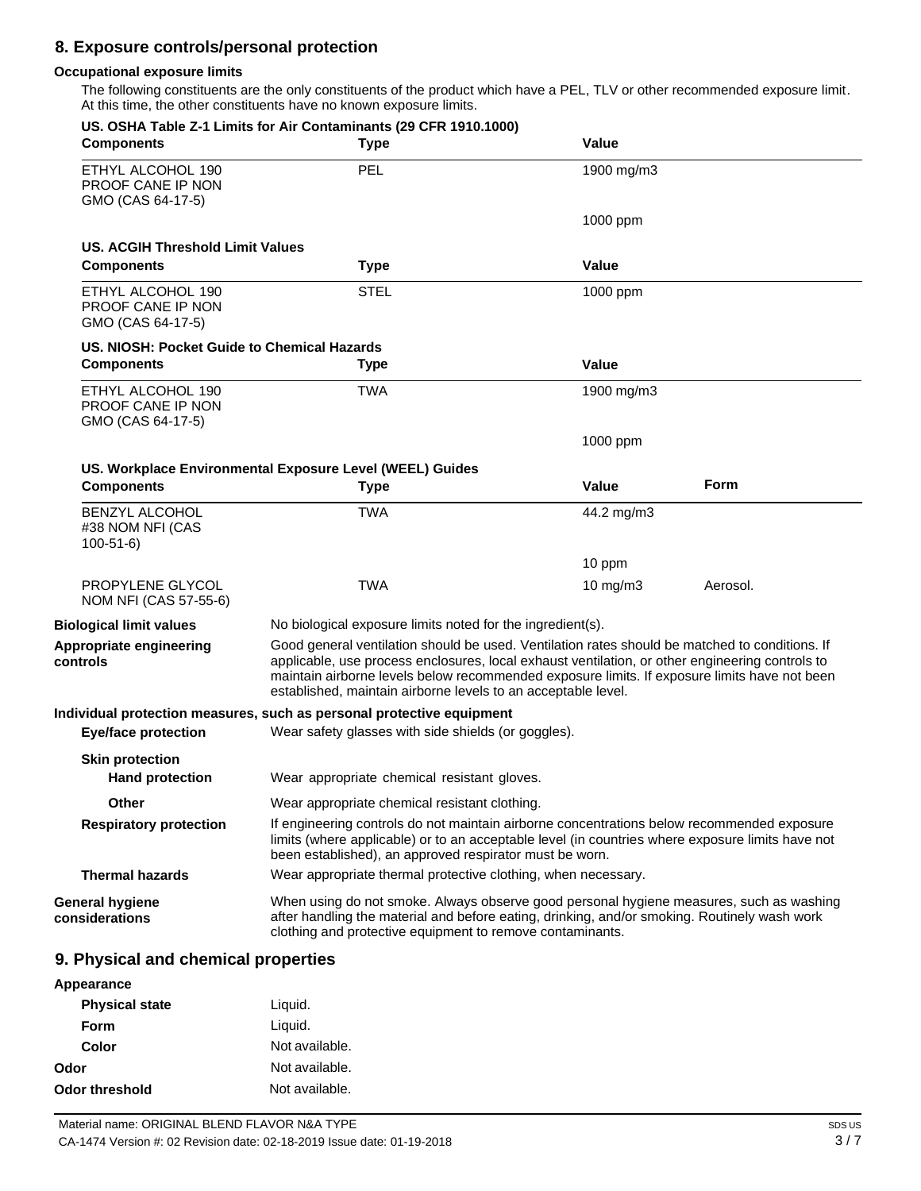## 8. Exposure controls/personal protection

**Occupational exposure limits**

The following constituents are the only constituents of the product which have a PEL, TLV or other recommended exposure limit. At this time, the other constituents have no known exposure limits.

**US. OSHA Table Z-1 Limits for Air Contaminants (29 CFR 1910.1000)**

| Components | Type | Value |
|---|---|---|
| ETHYL ALCOHOL 190 PROOF CANE IP NON GMO (CAS 64-17-5) | PEL | 1900 mg/m3 |
| | | 1000 ppm |

**US. ACGIH Threshold Limit Values**

| Components | Type | Value |
|---|---|---|
| ETHYL ALCOHOL 190 PROOF CANE IP NON GMO (CAS 64-17-5) | STEL | 1000 ppm |

**US. NIOSH: Pocket Guide to Chemical Hazards**

| Components | Type | Value |
|---|---|---|
| ETHYL ALCOHOL 190 PROOF CANE IP NON GMO (CAS 64-17-5) | TWA | 1900 mg/m3 |
| | | 1000 ppm |

**US. Workplace Environmental Exposure Level (WEEL) Guides**

| Components | Type | Value | Form |
|---|---|---|---|
| BENZYL ALCOHOL #38 NOM NFI (CAS 100-51-6) | TWA | 44.2 mg/m3 | |
| | | 10 ppm | |
| PROPYLENE GLYCOL NOM NFI (CAS 57-55-6) | TWA | 10 mg/m3 | Aerosol. |

**Biological limit values** No biological exposure limits noted for the ingredient(s).

**Appropriate engineering controls** Good general ventilation should be used. Ventilation rates should be matched to conditions. If applicable, use process enclosures, local exhaust ventilation, or other engineering controls to maintain airborne levels below recommended exposure limits. If exposure limits have not been established, maintain airborne levels to an acceptable level.

**Individual protection measures, such as personal protective equipment**

**Eye/face protection** Wear safety glasses with side shields (or goggles).

**Skin protection**

**Hand protection** Wear appropriate chemical resistant gloves.

**Other** Wear appropriate chemical resistant clothing.

**Respiratory protection** If engineering controls do not maintain airborne concentrations below recommended exposure limits (where applicable) or to an acceptable level (in countries where exposure limits have not been established), an approved respirator must be worn.

**Thermal hazards** Wear appropriate thermal protective clothing, when necessary.

**General hygiene considerations** When using do not smoke. Always observe good personal hygiene measures, such as washing after handling the material and before eating, drinking, and/or smoking. Routinely wash work clothing and protective equipment to remove contaminants.

## 9. Physical and chemical properties

**Appearance**

| | |
|---|---|
| **Physical state** | Liquid. |
| **Form** | Liquid. |
| **Color** | Not available. |
| **Odor** | Not available. |
| **Odor threshold** | Not available. |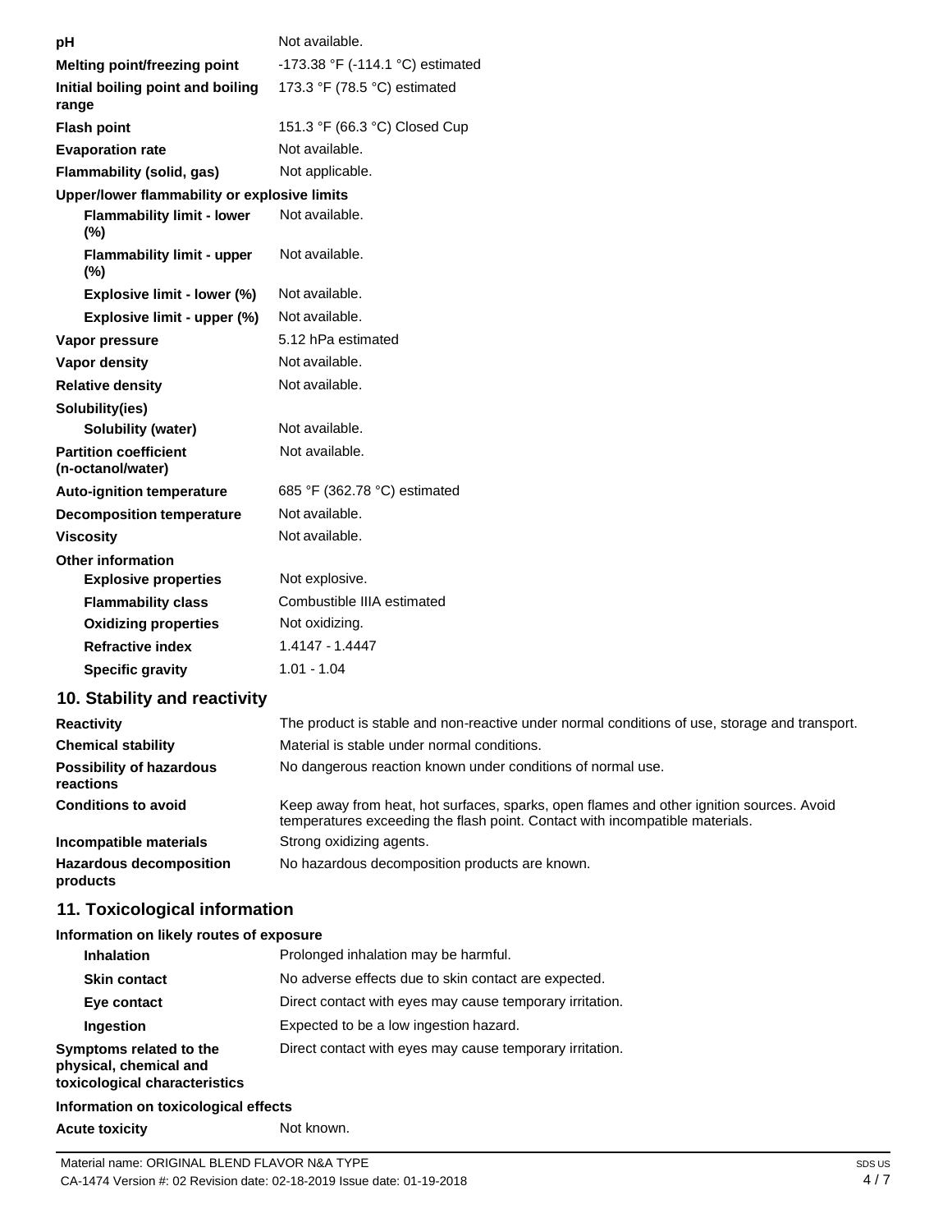| | |
|---|---|
| **pH** | Not available. |
| **Melting point/freezing point** | -173.38 °F (-114.1 °C) estimated |
| **Initial boiling point and boiling range** | 173.3 °F (78.5 °C) estimated |
| **Flash point** | 151.3 °F (66.3 °C) Closed Cup |
| **Evaporation rate** | Not available. |
| **Flammability (solid, gas)** | Not applicable. |
| **Upper/lower flammability or explosive limits** | |
| **Flammability limit - lower (%)** | Not available. |
| **Flammability limit - upper (%)** | Not available. |
| **Explosive limit - lower (%)** | Not available. |
| **Explosive limit - upper (%)** | Not available. |
| **Vapor pressure** | 5.12 hPa estimated |
| **Vapor density** | Not available. |
| **Relative density** | Not available. |
| **Solubility(ies)** | |
| **Solubility (water)** | Not available. |
| **Partition coefficient (n-octanol/water)** | Not available. |
| **Auto-ignition temperature** | 685 °F (362.78 °C) estimated |
| **Decomposition temperature** | Not available. |
| **Viscosity** | Not available. |
| **Other information** | |
| **Explosive properties** | Not explosive. |
| **Flammability class** | Combustible IIIA estimated |
| **Oxidizing properties** | Not oxidizing. |
| **Refractive index** | 1.4147 - 1.4447 |
| **Specific gravity** | 1.01 - 1.04 |

## 10. Stability and reactivity

| | |
|---|---|
| **Reactivity** | The product is stable and non-reactive under normal conditions of use, storage and transport. |
| **Chemical stability** | Material is stable under normal conditions. |
| **Possibility of hazardous reactions** | No dangerous reaction known under conditions of normal use. |
| **Conditions to avoid** | Keep away from heat, hot surfaces, sparks, open flames and other ignition sources. Avoid temperatures exceeding the flash point. Contact with incompatible materials. |
| **Incompatible materials** | Strong oxidizing agents. |
| **Hazardous decomposition products** | No hazardous decomposition products are known. |

## 11. Toxicological information

| | |
|---|---|
| **Information on likely routes of exposure** | |
| **Inhalation** | Prolonged inhalation may be harmful. |
| **Skin contact** | No adverse effects due to skin contact are expected. |
| **Eye contact** | Direct contact with eyes may cause temporary irritation. |
| **Ingestion** | Expected to be a low ingestion hazard. |
| **Symptoms related to the physical, chemical and toxicological characteristics** | Direct contact with eyes may cause temporary irritation. |
| **Information on toxicological effects** | |
| **Acute toxicity** | Not known. |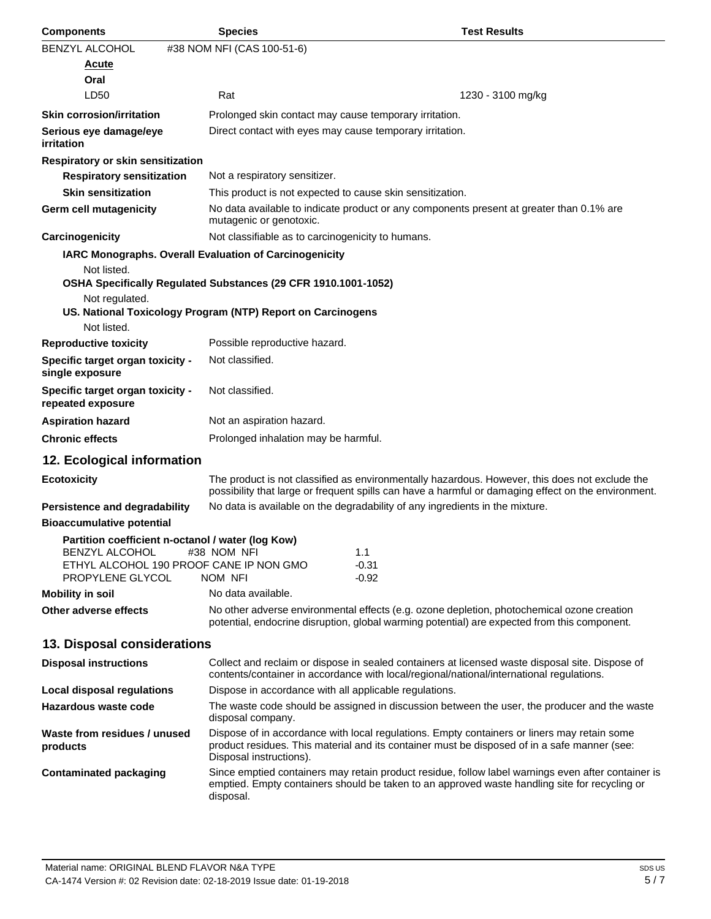| Components | Species | Test Results |
|---|---|---|
| BENZYL ALCOHOL | #38 NOM NFI (CAS 100-51-6) | |
| **Acute** | | |
| **Oral** | | |
| LD50 | Rat | 1230 - 3100 mg/kg |

**Skin corrosion/irritation**: Prolonged skin contact may cause temporary irritation.

**Serious eye damage/eye irritation**: Direct contact with eyes may cause temporary irritation.

**Respiratory or skin sensitization**

**Respiratory sensitization**: Not a respiratory sensitizer.

**Skin sensitization**: This product is not expected to cause skin sensitization.

**Germ cell mutagenicity**: No data available to indicate product or any components present at greater than 0.1% are mutagenic or genotoxic.

**Carcinogenicity**: Not classifiable as to carcinogenicity to humans.

**IARC Monographs. Overall Evaluation of Carcinogenicity**

Not listed.

**OSHA Specifically Regulated Substances (29 CFR 1910.1001-1052)**

Not regulated.

**US. National Toxicology Program (NTP) Report on Carcinogens**

Not listed.

**Reproductive toxicity**: Possible reproductive hazard.

**Specific target organ toxicity - single exposure**: Not classified.

**Specific target organ toxicity - repeated exposure**: Not classified.

**Aspiration hazard**: Not an aspiration hazard.

**Chronic effects**: Prolonged inhalation may be harmful.

## 12. Ecological information

**Ecotoxicity**: The product is not classified as environmentally hazardous. However, this does not exclude the possibility that large or frequent spills can have a harmful or damaging effect on the environment.

**Persistence and degradability**: No data is available on the degradability of any ingredients in the mixture.

**Bioaccumulative potential**

**Partition coefficient n-octanol / water (log Kow)**

| | |
|---|---|
| BENZYL ALCOHOL #38 NOM NFI | 1.1 |
| ETHYL ALCOHOL 190 PROOF CANE IP NON GMO | -0.31 |
| PROPYLENE GLYCOL NOM NFI | -0.92 |

**Mobility in soil**: No data available.

**Other adverse effects**: No other adverse environmental effects (e.g. ozone depletion, photochemical ozone creation potential, endocrine disruption, global warming potential) are expected from this component.

## 13. Disposal considerations

**Disposal instructions**: Collect and reclaim or dispose in sealed containers at licensed waste disposal site. Dispose of contents/container in accordance with local/regional/national/international regulations.

**Local disposal regulations**: Dispose in accordance with all applicable regulations.

**Hazardous waste code**: The waste code should be assigned in discussion between the user, the producer and the waste disposal company.

**Waste from residues / unused products**: Dispose of in accordance with local regulations. Empty containers or liners may retain some product residues. This material and its container must be disposed of in a safe manner (see: Disposal instructions).

**Contaminated packaging**: Since emptied containers may retain product residue, follow label warnings even after container is emptied. Empty containers should be taken to an approved waste handling site for recycling or disposal.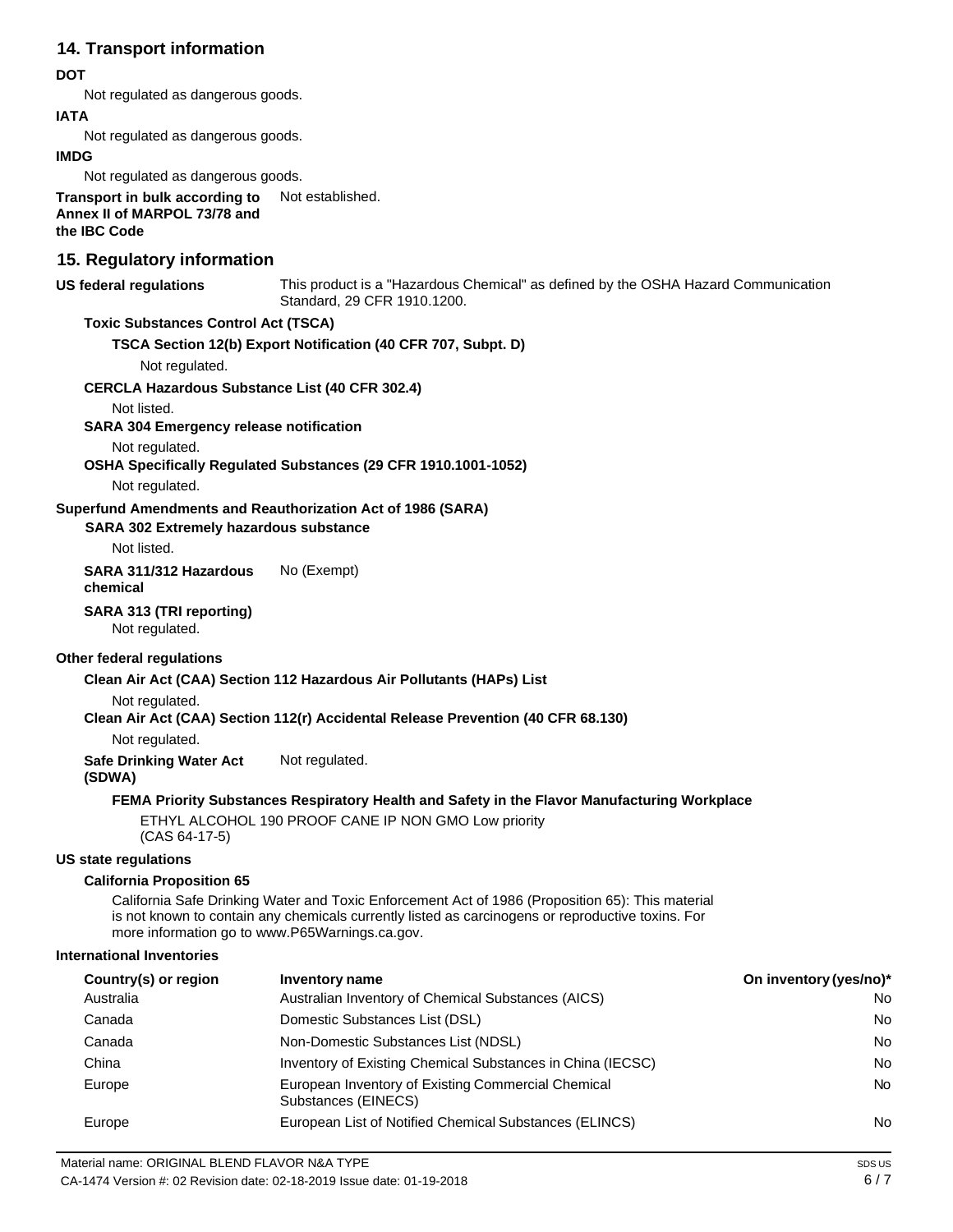## 14. Transport information

**DOT**

Not regulated as dangerous goods.

**IATA**

Not regulated as dangerous goods.

**IMDG**

Not regulated as dangerous goods.

**Transport in bulk according to Annex II of MARPOL 73/78 and the IBC Code** Not established.

## 15. Regulatory information

**US federal regulations** This product is a "Hazardous Chemical" as defined by the OSHA Hazard Communication Standard, 29 CFR 1910.1200.

**Toxic Substances Control Act (TSCA)**

**TSCA Section 12(b) Export Notification (40 CFR 707, Subpt. D)**

Not regulated.

**CERCLA Hazardous Substance List (40 CFR 302.4)**

Not listed.

**SARA 304 Emergency release notification**

Not regulated.

**OSHA Specifically Regulated Substances (29 CFR 1910.1001-1052)**

Not regulated.

**Superfund Amendments and Reauthorization Act of 1986 (SARA)**

**SARA 302 Extremely hazardous substance**

Not listed.

**SARA 311/312 Hazardous chemical** No (Exempt)

**SARA 313 (TRI reporting)**

Not regulated.

**Other federal regulations**

**Clean Air Act (CAA) Section 112 Hazardous Air Pollutants (HAPs) List**

Not regulated.

**Clean Air Act (CAA) Section 112(r) Accidental Release Prevention (40 CFR 68.130)**

Not regulated.

**Safe Drinking Water Act (SDWA)** Not regulated.

**FEMA Priority Substances Respiratory Health and Safety in the Flavor Manufacturing Workplace**

ETHYL ALCOHOL 190 PROOF CANE IP NON GMO Low priority (CAS 64-17-5)

**US state regulations**

**California Proposition 65**

California Safe Drinking Water and Toxic Enforcement Act of 1986 (Proposition 65): This material is not known to contain any chemicals currently listed as carcinogens or reproductive toxins. For more information go to www.P65Warnings.ca.gov.

**International Inventories**

| Country(s) or region | Inventory name | On inventory (yes/no)* |
|---|---|---|
| Australia | Australian Inventory of Chemical Substances (AICS) | No |
| Canada | Domestic Substances List (DSL) | No |
| Canada | Non-Domestic Substances List (NDSL) | No |
| China | Inventory of Existing Chemical Substances in China (IECSC) | No |
| Europe | European Inventory of Existing Commercial Chemical Substances (EINECS) | No |
| Europe | European List of Notified Chemical Substances (ELINCS) | No |

Material name: ORIGINAL BLEND FLAVOR N&A TYPE

CA-1474 Version #: 02 Revision date: 02-18-2019 Issue date: 01-19-2018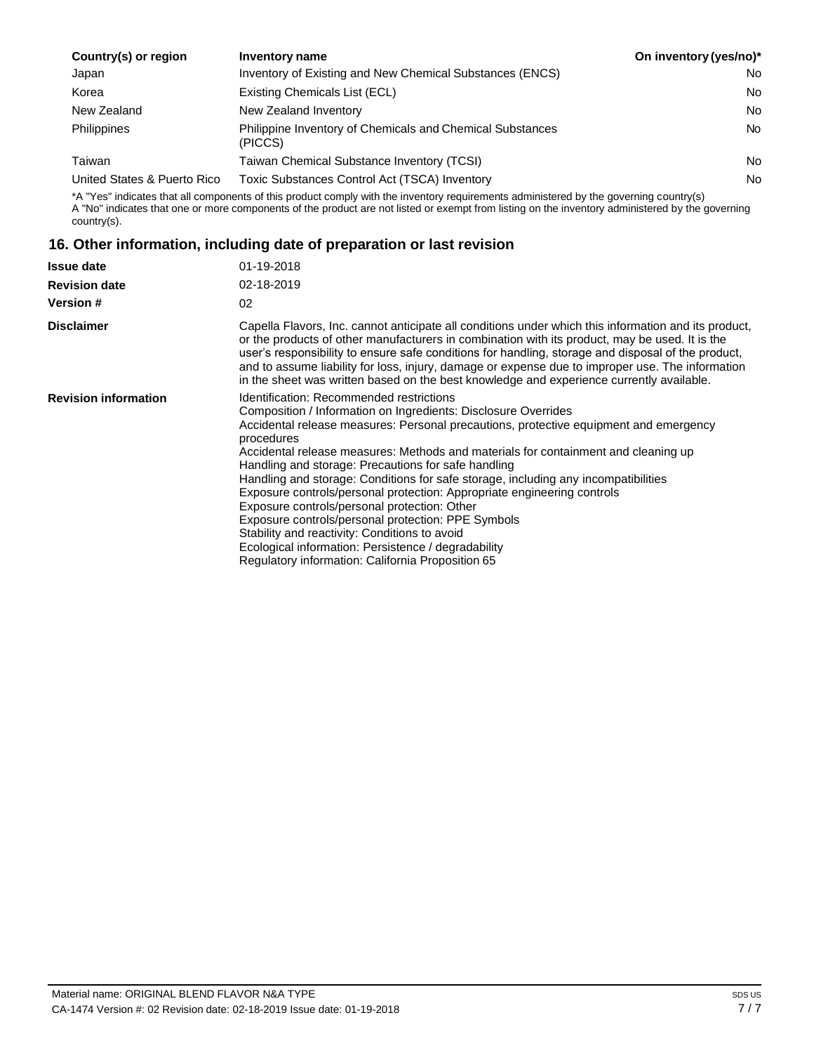| Country(s) or region | Inventory name | On inventory (yes/no)* |
|---|---|---|
| Japan | Inventory of Existing and New Chemical Substances (ENCS) | No |
| Korea | Existing Chemicals List (ECL) | No |
| New Zealand | New Zealand Inventory | No |
| Philippines | Philippine Inventory of Chemicals and Chemical Substances (PICCS) | No |
| Taiwan | Taiwan Chemical Substance Inventory (TCSI) | No |
| United States & Puerto Rico | Toxic Substances Control Act (TSCA) Inventory | No |

*A "Yes" indicates that all components of this product comply with the inventory requirements administered by the governing country(s)
A "No" indicates that one or more components of the product are not listed or exempt from listing on the inventory administered by the governing country(s).

## 16. Other information, including date of preparation or last revision

**Issue date** 01-19-2018

**Revision date** 02-18-2019

**Version #** 02

**Disclaimer**

Capella Flavors, Inc. cannot anticipate all conditions under which this information and its product, or the products of other manufacturers in combination with its product, may be used. It is the user's responsibility to ensure safe conditions for handling, storage and disposal of the product, and to assume liability for loss, injury, damage or expense due to improper use. The information in the sheet was written based on the best knowledge and experience currently available.

**Revision information**

Identification: Recommended restrictions
Composition / Information on Ingredients: Disclosure Overrides
Accidental release measures: Personal precautions, protective equipment and emergency procedures
Accidental release measures: Methods and materials for containment and cleaning up
Handling and storage: Precautions for safe handling
Handling and storage: Conditions for safe storage, including any incompatibilities
Exposure controls/personal protection: Appropriate engineering controls
Exposure controls/personal protection: Other
Exposure controls/personal protection: PPE Symbols
Stability and reactivity: Conditions to avoid
Ecological information: Persistence / degradability
Regulatory information: California Proposition 65